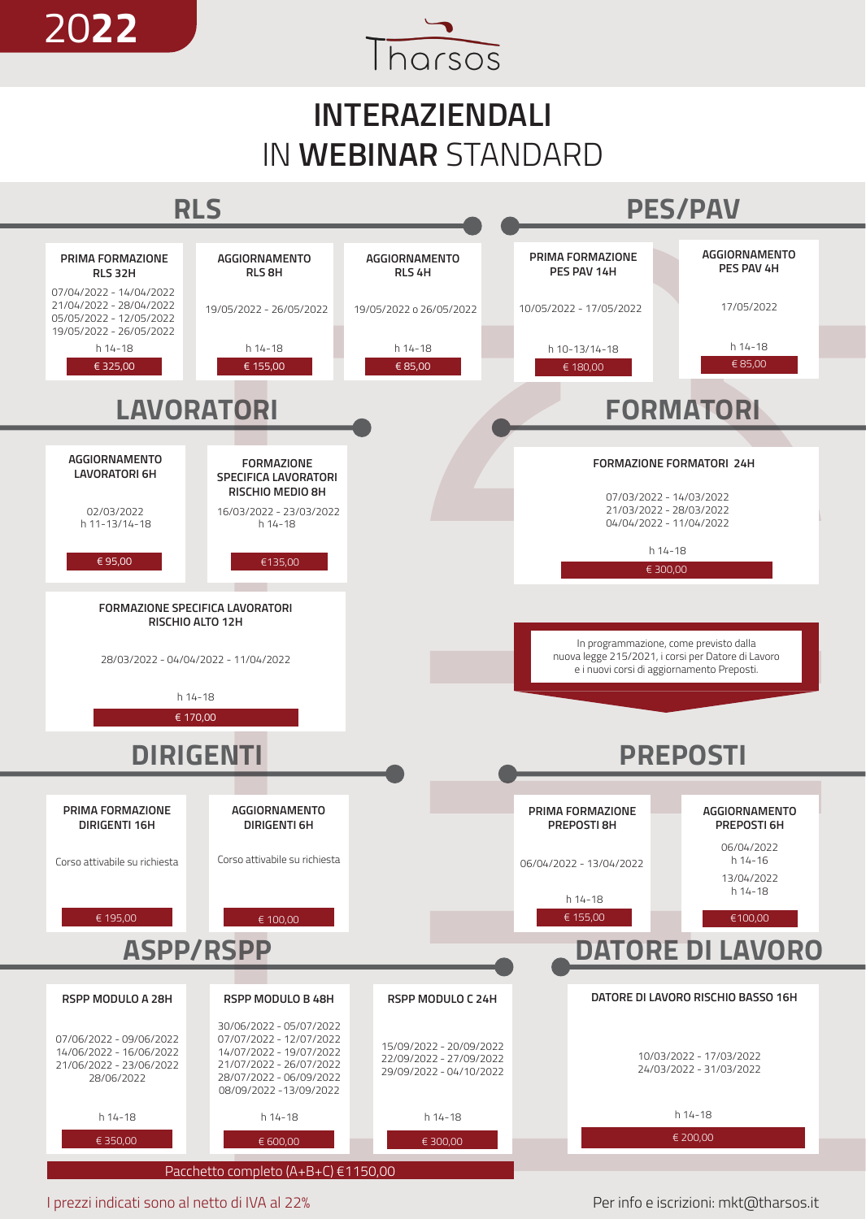2022

Tharsos

# INTERAZIENDALI
## IN **WEBINAR** STANDARD

## RLS

**PRIMA FORMAZIONE RLS 32H**
07/04/2022 - 14/04/2022
21/04/2022 - 28/04/2022
05/05/2022 - 12/05/2022
19/05/2022 - 26/05/2022
h 14-18
€ 325,00

**AGGIORNAMENTO RLS 8H**
19/05/2022 - 26/05/2022
h 14-18
€ 155,00

**AGGIORNAMENTO RLS 4H**
19/05/2022 o 26/05/2022
h 14-18
€ 85,00

## PES/PAV

**PRIMA FORMAZIONE PES PAV 14H**
10/05/2022 - 17/05/2022
h 10-13/14-18
€ 180,00

**AGGIORNAMENTO PES PAV 4H**
17/05/2022
h 14-18
€ 85,00

## LAVORATORI

**AGGIORNAMENTO LAVORATORI 6H**
02/03/2022
h 11-13/14-18
€ 95,00

**FORMAZIONE SPECIFICA LAVORATORI RISCHIO MEDIO 8H**
16/03/2022 - 23/03/2022
h 14-18
€135,00

**FORMAZIONE SPECIFICA LAVORATORI RISCHIO ALTO 12H**
28/03/2022 - 04/04/2022 - 11/04/2022
h 14-18
€ 170,00

## FORMATORI

**FORMAZIONE FORMATORI 24H**
07/03/2022 - 14/03/2022
21/03/2022 - 28/03/2022
04/04/2022 - 11/04/2022
h 14-18
€ 300,00

In programmazione, come previsto dalla nuova legge 215/2021, i corsi per Datore di Lavoro e i nuovi corsi di aggiornamento Preposti.

## DIRIGENTI

**PRIMA FORMAZIONE DIRIGENTI 16H**
Corso attivabile su richiesta
€ 195,00

**AGGIORNAMENTO DIRIGENTI 6H**
Corso attivabile su richiesta
€ 100,00

## PREPOSTI

**PRIMA FORMAZIONE PREPOSTI 8H**
06/04/2022 - 13/04/2022
h 14-18
€ 155,00

**AGGIORNAMENTO PREPOSTI 6H**
06/04/2022
h 14-16
13/04/2022
h 14-18
€100,00

## ASPP/RSPP

**RSPP MODULO A 28H**
07/06/2022 - 09/06/2022
14/06/2022 - 16/06/2022
21/06/2022 - 23/06/2022
28/06/2022
h 14-18
€ 350,00

**RSPP MODULO B 48H**
30/06/2022 - 05/07/2022
07/07/2022 - 12/07/2022
14/07/2022 - 19/07/2022
21/07/2022 - 26/07/2022
28/07/2022 - 06/09/2022
08/09/2022 -13/09/2022
h 14-18
€ 600,00

**RSPP MODULO C 24H**
15/09/2022 - 20/09/2022
22/09/2022 - 27/09/2022
29/09/2022 - 04/10/2022
h 14-18
€ 300,00

Pacchetto completo (A+B+C) €1150,00

## DATORE DI LAVORO

**DATORE DI LAVORO RISCHIO BASSO 16H**
10/03/2022 - 17/03/2022
24/03/2022 - 31/03/2022
h 14-18
€ 200,00

I prezzi indicati sono al netto di IVA al 22%

Per info e iscrizioni: mkt@tharsos.it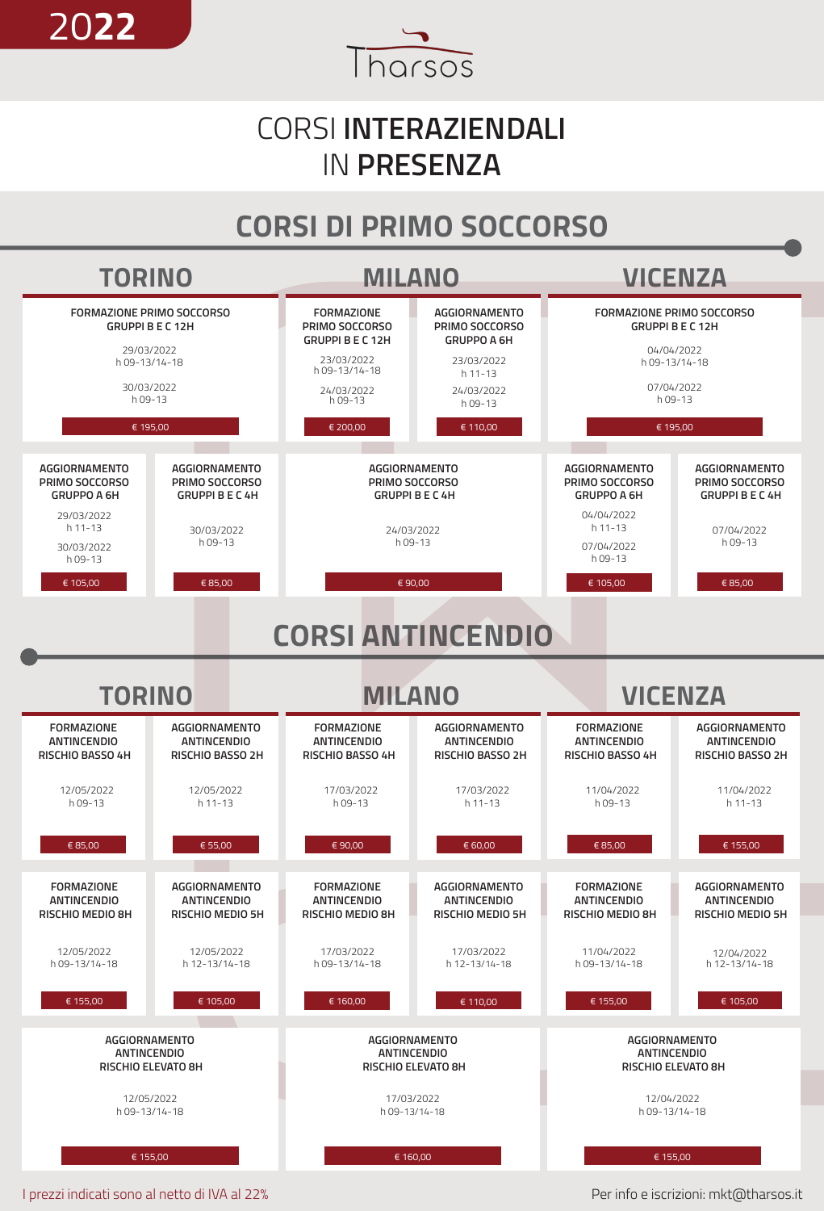2022

Tharsos

# CORSI **INTERAZIENDALI** IN **PRESENZA**

## CORSI DI PRIMO SOCCORSO

### TORINO

**FORMAZIONE PRIMO SOCCORSO GRUPPI B E C 12H**
29/03/2022 h 09-13/14-18
30/03/2022 h 09-13
€ 195,00

**AGGIORNAMENTO PRIMO SOCCORSO GRUPPO A 6H**
29/03/2022 h 11-13
30/03/2022 h 09-13
€ 105,00

**AGGIORNAMENTO PRIMO SOCCORSO GRUPPI B E C 4H**
30/03/2022 h 09-13
€ 85,00

### MILANO

**FORMAZIONE PRIMO SOCCORSO GRUPPI B E C 12H**
23/03/2022 h 09-13/14-18
24/03/2022 h 09-13
€ 200,00

**AGGIORNAMENTO PRIMO SOCCORSO GRUPPO A 6H**
23/03/2022 h 11-13
24/03/2022 h 09-13
€ 110,00

**AGGIORNAMENTO PRIMO SOCCORSO GRUPPI B E C 4H**
24/03/2022 h 09-13
€ 90,00

### VICENZA

**FORMAZIONE PRIMO SOCCORSO GRUPPI B E C 12H**
04/04/2022 h 09-13/14-18
07/04/2022 h 09-13
€ 195,00

**AGGIORNAMENTO PRIMO SOCCORSO GRUPPO A 6H**
04/04/2022 h 11-13
07/04/2022 h 09-13
€ 105,00

**AGGIORNAMENTO PRIMO SOCCORSO GRUPPI B E C 4H**
07/04/2022 h 09-13
€ 85,00

## CORSI ANTINCENDIO

### TORINO

**FORMAZIONE ANTINCENDIO RISCHIO BASSO 4H**
12/05/2022 h 09-13
€ 85,00

**AGGIORNAMENTO ANTINCENDIO RISCHIO BASSO 2H**
12/05/2022 h 11-13
€ 55,00

**FORMAZIONE ANTINCENDIO RISCHIO MEDIO 8H**
12/05/2022 h 09-13/14-18
€ 155,00

**AGGIORNAMENTO ANTINCENDIO RISCHIO MEDIO 5H**
12/05/2022 h 12-13/14-18
€ 105,00

**AGGIORNAMENTO ANTINCENDIO RISCHIO ELEVATO 8H**
12/05/2022 h 09-13/14-18
€ 155,00

### MILANO

**FORMAZIONE ANTINCENDIO RISCHIO BASSO 4H**
17/03/2022 h 09-13
€ 90,00

**AGGIORNAMENTO ANTINCENDIO RISCHIO BASSO 2H**
17/03/2022 h 11-13
€ 60,00

**FORMAZIONE ANTINCENDIO RISCHIO MEDIO 8H**
17/03/2022 h 09-13/14-18
€ 160,00

**AGGIORNAMENTO ANTINCENDIO RISCHIO MEDIO 5H**
17/03/2022 h 12-13/14-18
€ 110,00

**AGGIORNAMENTO ANTINCENDIO RISCHIO ELEVATO 8H**
17/03/2022 h 09-13/14-18
€ 160,00

### VICENZA

**FORMAZIONE ANTINCENDIO RISCHIO BASSO 4H**
11/04/2022 h 09-13
€ 85,00

**AGGIORNAMENTO ANTINCENDIO RISCHIO BASSO 2H**
11/04/2022 h 11-13
€ 155,00

**FORMAZIONE ANTINCENDIO RISCHIO MEDIO 8H**
11/04/2022 h 09-13/14-18
€ 155,00

**AGGIORNAMENTO ANTINCENDIO RISCHIO MEDIO 5H**
12/04/2022 h 12-13/14-18
€ 105,00

**AGGIORNAMENTO ANTINCENDIO RISCHIO ELEVATO 8H**
12/04/2022 h 09-13/14-18
€ 155,00

I prezzi indicati sono al netto di IVA al 22%

Per info e iscrizioni: mkt@tharsos.it